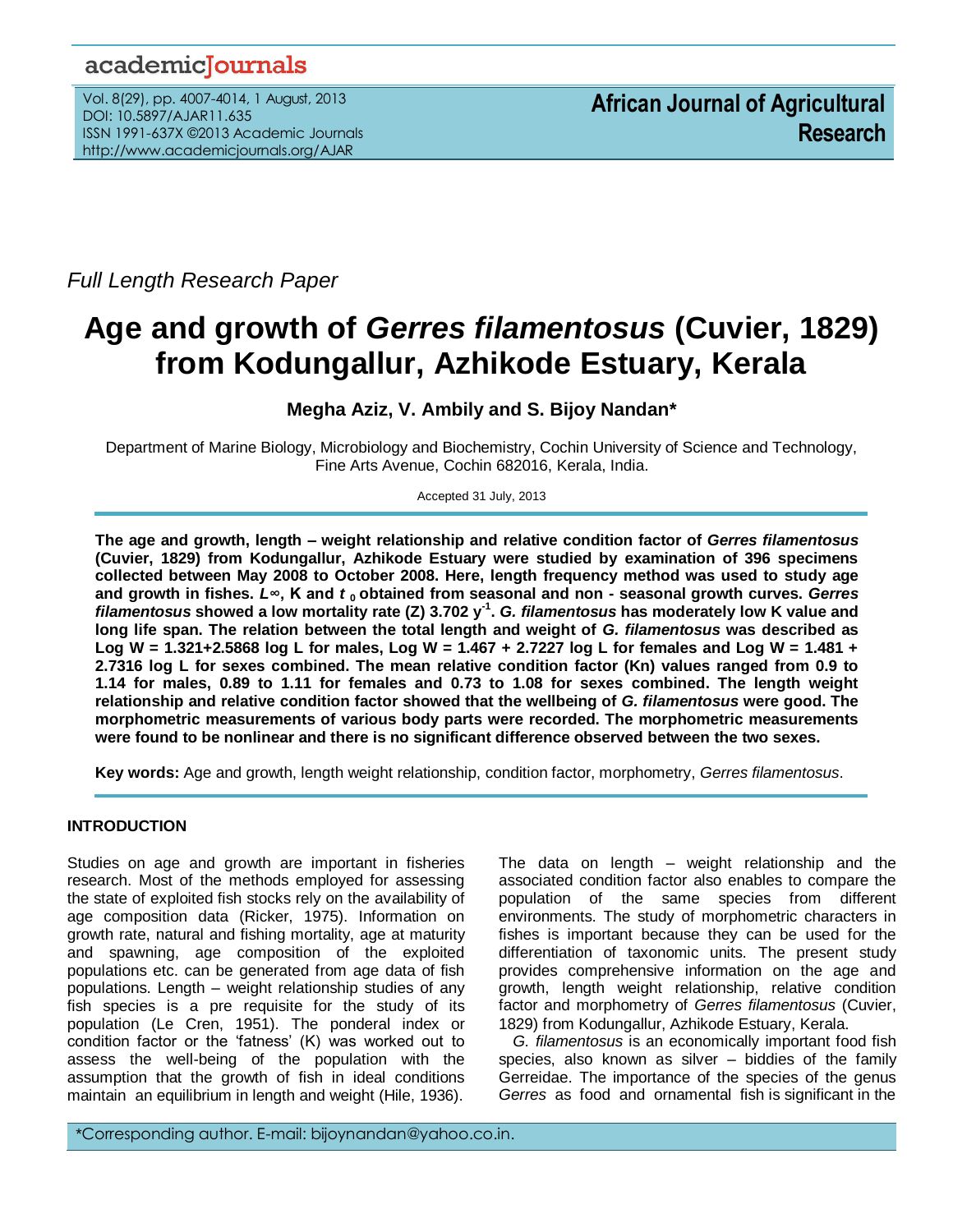*Full Length Research Paper*

# Age and growth of *Gerres filamentosus* (Cuvier, 1829) from Kodungallur, Azhikode Estuary, Kerala

**Megha Aziz, V. Ambily and S. Bijoy Nandan***

Department of Marine Biology, Microbiology and Biochemistry, Cochin University of Science and Technology, Fine Arts Avenue, Cochin 682016, Kerala, India.

Accepted 31 July, 2013

**The age and growth, length – weight relationship and relative condition factor of *Gerres filamentosus* (Cuvier, 1829) from Kodungallur, Azhikode Estuary were studied by examination of 396 specimens collected between May 2008 to October 2008. Here, length frequency method was used to study age and growth in fishes. $L_\infty$, K and $t_0$ obtained from seasonal and non - seasonal growth curves. *Gerres filamentosus* showed a low mortality rate (Z) 3.702 $y^{-1}$. *G. filamentosus* has moderately low K value and long life span. The relation between the total length and weight of *G. filamentosus* was described as Log W = 1.321+2.5868 log L for males, Log W = 1.467 + 2.7227 log L for females and Log W = 1.481 + 2.7316 log L for sexes combined. The mean relative condition factor (Kn) values ranged from 0.9 to 1.14 for males, 0.89 to 1.11 for females and 0.73 to 1.08 for sexes combined. The length weight relationship and relative condition factor showed that the wellbeing of *G. filamentosus* were good. The morphometric measurements of various body parts were recorded. The morphometric measurements were found to be nonlinear and there is no significant difference observed between the two sexes.**

**Key words:** Age and growth, length weight relationship, condition factor, morphometry, *Gerres filamentosus*.

## INTRODUCTION

Studies on age and growth are important in fisheries research. Most of the methods employed for assessing the state of exploited fish stocks rely on the availability of age composition data (Ricker, 1975). Information on growth rate, natural and fishing mortality, age at maturity and spawning, age composition of the exploited populations etc. can be generated from age data of fish populations. Length – weight relationship studies of any fish species is a pre requisite for the study of its population (Le Cren, 1951). The ponderal index or condition factor or the 'fatness' (K) was worked out to assess the well-being of the population with the assumption that the growth of fish in ideal conditions maintain an equilibrium in length and weight (Hile, 1936).

The data on length – weight relationship and the associated condition factor also enables to compare the population of the same species from different environments. The study of morphometric characters in fishes is important because they can be used for the differentiation of taxonomic units. The present study provides comprehensive information on the age and growth, length weight relationship, relative condition factor and morphometry of *Gerres filamentosus* (Cuvier, 1829) from Kodungallur, Azhikode Estuary, Kerala.

*G. filamentosus* is an economically important food fish species, also known as silver – biddies of the family Gerreidae. The importance of the species of the genus *Gerres* as food and ornamental fish is significant in the

*Corresponding author. E-mail: bijoynandan@yahoo.co.in.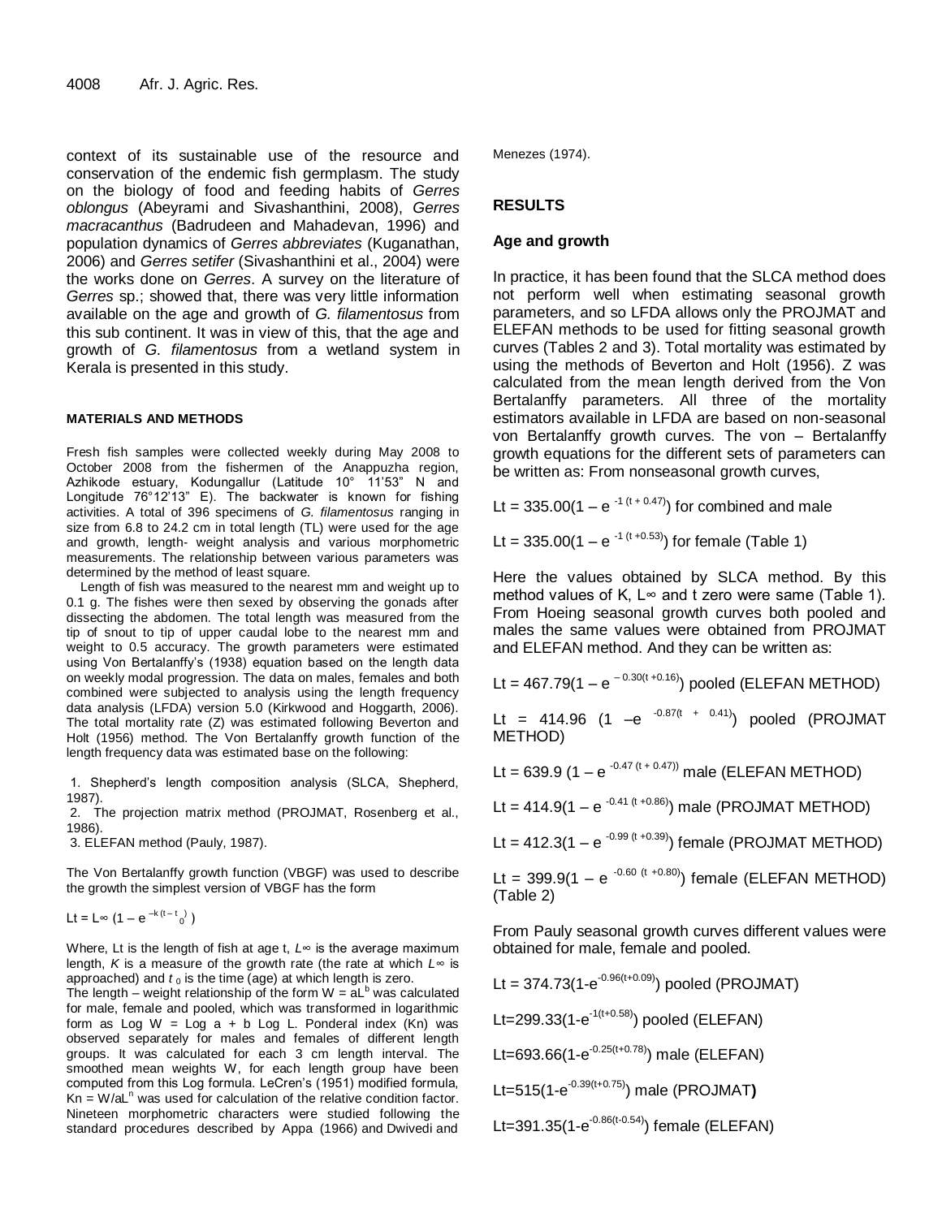context of its sustainable use of the resource and conservation of the endemic fish germplasm. The study on the biology of food and feeding habits of *Gerres oblongus* (Abeyrami and Sivashanthini, 2008), *Gerres macracanthus* (Badrudeen and Mahadevan, 1996) and population dynamics of *Gerres abbreviates* (Kuganathan, 2006) and *Gerres setifer* (Sivashanthini et al., 2004) were the works done on *Gerres*. A survey on the literature of *Gerres* sp.; showed that, there was very little information available on the age and growth of *G. filamentosus* from this sub continent. It was in view of this, that the age and growth of *G. filamentosus* from a wetland system in Kerala is presented in this study.

## MATERIALS AND METHODS

Fresh fish samples were collected weekly during May 2008 to October 2008 from the fishermen of the Anappuzha region, Azhikode estuary, Kodungallur (Latitude 10° 11'53" N and Longitude 76°12'13" E). The backwater is known for fishing activities. A total of 396 specimens of *G. filamentosus* ranging in size from 6.8 to 24.2 cm in total length (TL) were used for the age and growth, length- weight analysis and various morphometric measurements. The relationship between various parameters was determined by the method of least square.

Length of fish was measured to the nearest mm and weight up to 0.1 g. The fishes were then sexed by observing the gonads after dissecting the abdomen. The total length was measured from the tip of snout to tip of upper caudal lobe to the nearest mm and weight to 0.5 accuracy. The growth parameters were estimated using Von Bertalanffy's (1938) equation based on the length data on weekly modal progression. The data on males, females and both combined were subjected to analysis using the length frequency data analysis (LFDA) version 5.0 (Kirkwood and Hoggarth, 2006). The total mortality rate (Z) was estimated following Beverton and Holt (1956) method. The Von Bertalanffy growth function of the length frequency data was estimated base on the following:

1. Shepherd's length composition analysis (SLCA, Shepherd, 1987).
2. The projection matrix method (PROJMAT, Rosenberg et al., 1986).
3. ELEFAN method (Pauly, 1987).

The Von Bertalanffy growth function (VBGF) was used to describe the growth the simplest version of VBGF has the form

$$Lt = L_\infty \left(1 - e^{-k(t - t_0)}\right)$$

Where, Lt is the length of fish at age t, $L_\infty$ is the average maximum length, *K* is a measure of the growth rate (the rate at which $L_\infty$ is approached) and $t_0$ is the time (age) at which length is zero.

The length – weight relationship of the form $W = aL^b$ was calculated for male, female and pooled, which was transformed in logarithmic form as Log W = Log a + b Log L. Ponderal index (Kn) was observed separately for males and females of different length groups. It was calculated for each 3 cm length interval. The smoothed mean weights W, for each length group have been computed from this Log formula. LeCren's (1951) modified formula, $Kn = W/aL^n$ was used for calculation of the relative condition factor. Nineteen morphometric characters were studied following the standard procedures described by Appa (1966) and Dwivedi and Menezes (1974).

## RESULTS

### Age and growth

In practice, it has been found that the SLCA method does not perform well when estimating seasonal growth parameters, and so LFDA allows only the PROJMAT and ELEFAN methods to be used for fitting seasonal growth curves (Tables 2 and 3). Total mortality was estimated by using the methods of Beverton and Holt (1956). Z was calculated from the mean length derived from the Von Bertalanffy parameters. All three of the mortality estimators available in LFDA are based on non-seasonal von Bertalanffy growth curves. The von – Bertalanffy growth equations for the different sets of parameters can be written as: From nonseasonal growth curves,

$Lt = 335.00(1 - e^{-1(t + 0.47)})$ for combined and male

$Lt = 335.00(1 - e^{-1(t + 0.53)})$ for female (Table 1)

Here the values obtained by SLCA method. By this method values of K, L∞ and t zero were same (Table 1). From Hoeing seasonal growth curves both pooled and males the same values were obtained from PROJMAT and ELEFAN method. And they can be written as:

$Lt = 467.79(1 - e^{-0.30(t + 0.16)})$ pooled (ELEFAN METHOD)

$Lt = 414.96(1 - e^{-0.87(t + 0.41)})$ pooled (PROJMAT METHOD)

$Lt = 639.9(1 - e^{-0.47(t + 0.47)})$ male (ELEFAN METHOD)

$Lt = 414.9(1 - e^{-0.41(t + 0.86)})$ male (PROJMAT METHOD)

$Lt = 412.3(1 - e^{-0.99(t + 0.39)})$ female (PROJMAT METHOD)

$Lt = 399.9(1 - e^{-0.60(t + 0.80)})$ female (ELEFAN METHOD) (Table 2)

From Pauly seasonal growth curves different values were obtained for male, female and pooled.

$Lt = 374.73(1 - e^{-0.96(t + 0.09)})$ pooled (PROJMAT)

$Lt = 299.33(1 - e^{-1(t + 0.58)})$ pooled (ELEFAN)

$Lt = 693.66(1 - e^{-0.25(t + 0.78)})$ male (ELEFAN)

$Lt = 515(1 - e^{-0.39(t + 0.75)})$ male (PROJMAT)

$Lt = 391.35(1 - e^{-0.86(t - 0.54)})$ female (ELEFAN)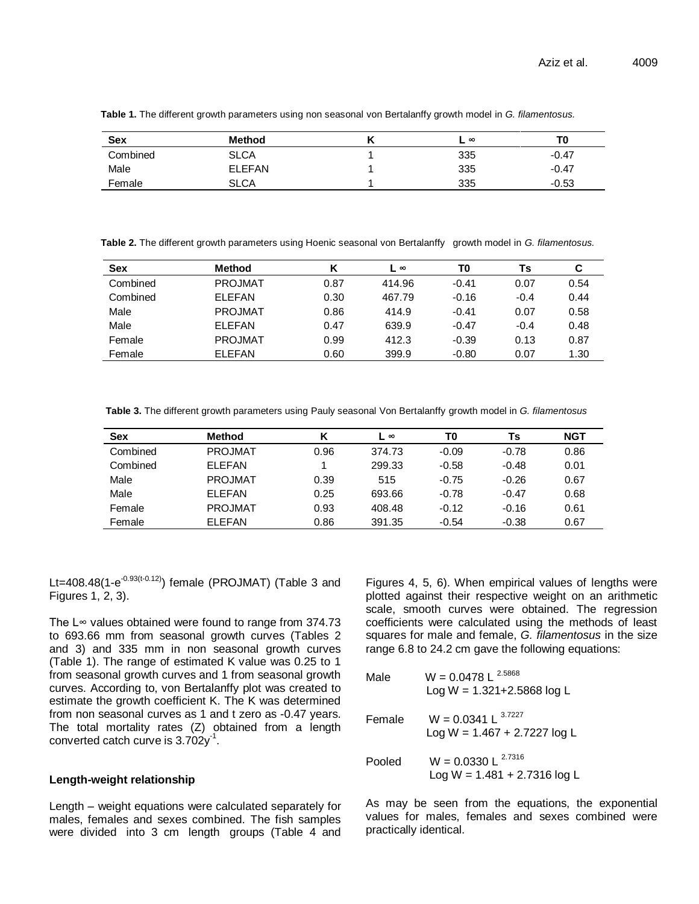**Table 1.** The different growth parameters using non seasonal von Bertalanffy growth model in *G. filamentosus.*

| Sex | Method | K | L ∞ | T0 |
|---|---|---|---|---|
| Combined | SLCA | 1 | 335 | -0.47 |
| Male | ELEFAN | 1 | 335 | -0.47 |
| Female | SLCA | 1 | 335 | -0.53 |

**Table 2.** The different growth parameters using Hoenic seasonal von Bertalanffy growth model in *G. filamentosus.*

| Sex | Method | K | L ∞ | T0 | Ts | C |
|---|---|---|---|---|---|---|
| Combined | PROJMAT | 0.87 | 414.96 | -0.41 | 0.07 | 0.54 |
| Combined | ELEFAN | 0.30 | 467.79 | -0.16 | -0.4 | 0.44 |
| Male | PROJMAT | 0.86 | 414.9 | -0.41 | 0.07 | 0.58 |
| Male | ELEFAN | 0.47 | 639.9 | -0.47 | -0.4 | 0.48 |
| Female | PROJMAT | 0.99 | 412.3 | -0.39 | 0.13 | 0.87 |
| Female | ELEFAN | 0.60 | 399.9 | -0.80 | 0.07 | 1.30 |

**Table 3.** The different growth parameters using Pauly seasonal Von Bertalanffy growth model in *G. filamentosus*

| Sex | Method | K | L ∞ | T0 | Ts | NGT |
|---|---|---|---|---|---|---|
| Combined | PROJMAT | 0.96 | 374.73 | -0.09 | -0.78 | 0.86 |
| Combined | ELEFAN | 1 | 299.33 | -0.58 | -0.48 | 0.01 |
| Male | PROJMAT | 0.39 | 515 | -0.75 | -0.26 | 0.67 |
| Male | ELEFAN | 0.25 | 693.66 | -0.78 | -0.47 | 0.68 |
| Female | PROJMAT | 0.93 | 408.48 | -0.12 | -0.16 | 0.61 |
| Female | ELEFAN | 0.86 | 391.35 | -0.54 | -0.38 | 0.67 |

$L_t=408.48(1-e^{-0.93(t-0.12)})$ female (PROJMAT) (Table 3 and Figures 1, 2, 3).

The L∞ values obtained were found to range from 374.73 to 693.66 mm from seasonal growth curves (Tables 2 and 3) and 335 mm in non seasonal growth curves (Table 1). The range of estimated K value was 0.25 to 1 from seasonal growth curves and 1 from seasonal growth curves. According to, von Bertalanffy plot was created to estimate the growth coefficient K. The K was determined from non seasonal curves as 1 and t zero as -0.47 years. The total mortality rates (Z) obtained from a length converted catch curve is $3.702y^{-1}$.

### Length-weight relationship

Length – weight equations were calculated separately for males, females and sexes combined. The fish samples were divided into 3 cm length groups (Table 4 and Figures 4, 5, 6). When empirical values of lengths were plotted against their respective weight on an arithmetic scale, smooth curves were obtained. The regression coefficients were calculated using the methods of least squares for male and female, *G. filamentosus* in the size range 6.8 to 24.2 cm gave the following equations:

Male $W = 0.0478\ L^{2.5868}$
$\text{Log}\ W = 1.321+2.5868\ \text{log}\ L$

Female $W = 0.0341\ L^{3.7227}$
$\text{Log}\ W = 1.467 + 2.7227\ \text{log}\ L$

Pooled $W = 0.0330\ L^{2.7316}$
$\text{Log}\ W = 1.481 + 2.7316\ \text{log}\ L$

As may be seen from the equations, the exponential values for males, females and sexes combined were practically identical.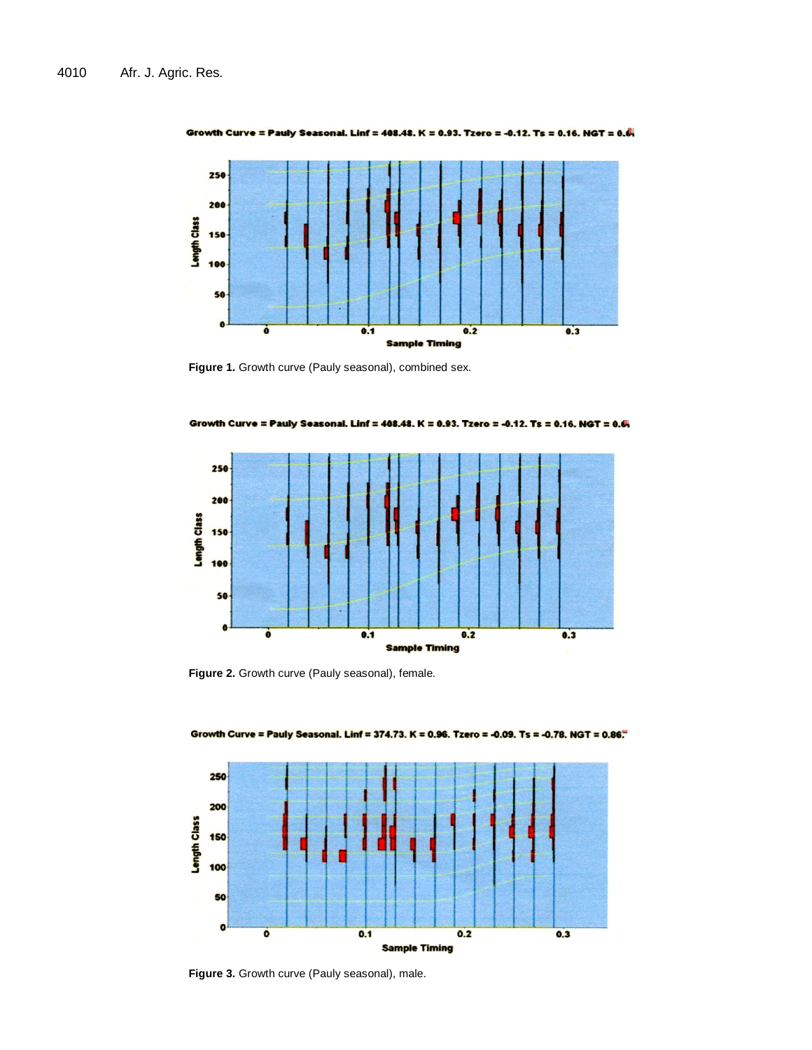Figure 1. Growth curve (Pauly seasonal), combined sex.

Figure 2. Growth curve (Pauly seasonal), female.

Figure 3. Growth curve (Pauly seasonal), male.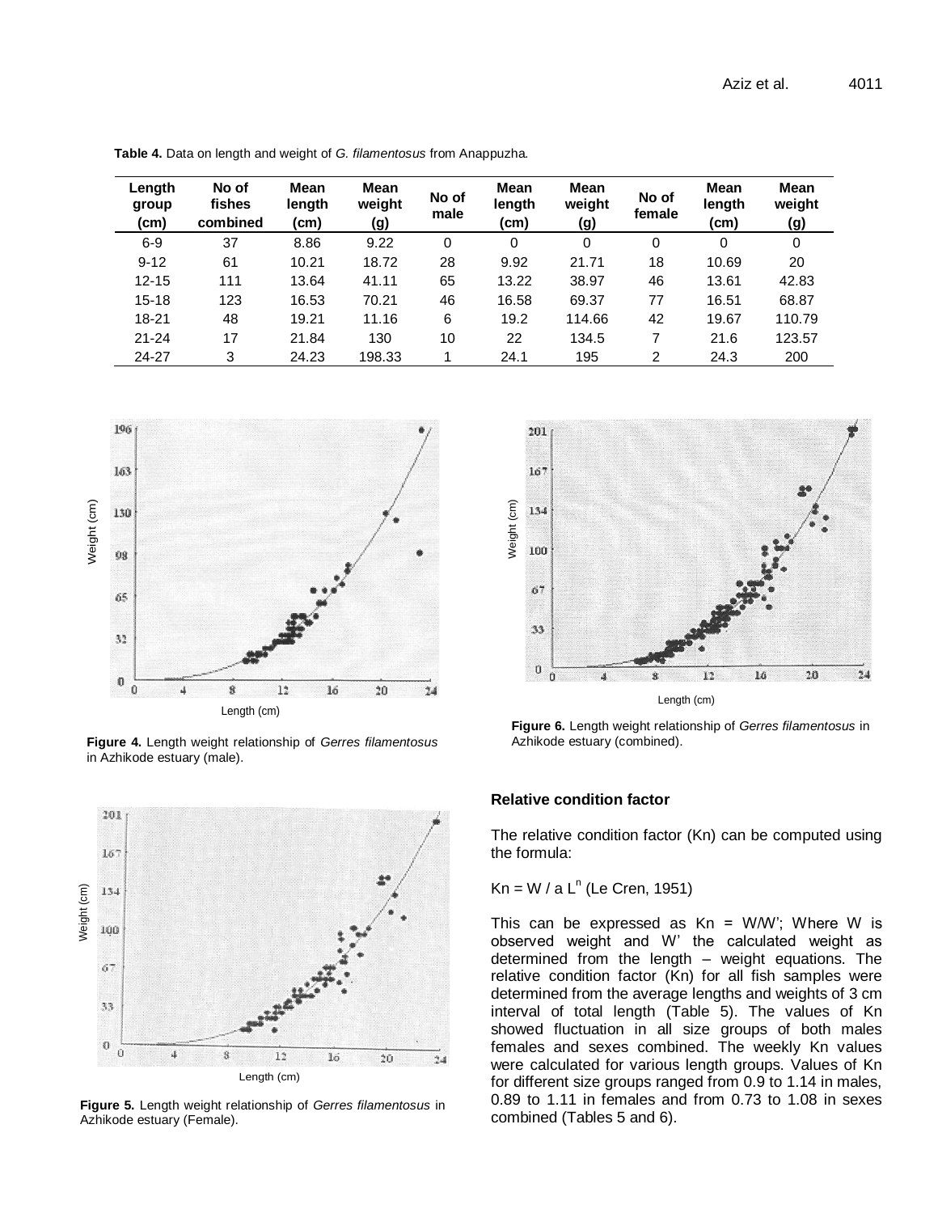**Table 4.** Data on length and weight of *G. filamentosus* from Anappuzha.

| Length group (cm) | No of fishes combined | Mean length (cm) | Mean weight (g) | No of male | Mean length (cm) | Mean weight (g) | No of female | Mean length (cm) | Mean weight (g) |
|---|---|---|---|---|---|---|---|---|---|
| 6-9 | 37 | 8.86 | 9.22 | 0 | 0 | 0 | 0 | 0 | 0 |
| 9-12 | 61 | 10.21 | 18.72 | 28 | 9.92 | 21.71 | 18 | 10.69 | 20 |
| 12-15 | 111 | 13.64 | 41.11 | 65 | 13.22 | 38.97 | 46 | 13.61 | 42.83 |
| 15-18 | 123 | 16.53 | 70.21 | 46 | 16.58 | 69.37 | 77 | 16.51 | 68.87 |
| 18-21 | 48 | 19.21 | 11.16 | 6 | 19.2 | 114.66 | 42 | 19.67 | 110.79 |
| 21-24 | 17 | 21.84 | 130 | 10 | 22 | 134.5 | 7 | 21.6 | 123.57 |
| 24-27 | 3 | 24.23 | 198.33 | 1 | 24.1 | 195 | 2 | 24.3 | 200 |

**Figure 4.** Length weight relationship of *Gerres filamentosus* in Azhikode estuary (male).

**Figure 5.** Length weight relationship of *Gerres filamentosus* in Azhikode estuary (Female).

**Figure 6.** Length weight relationship of *Gerres filamentosus* in Azhikode estuary (combined).

## Relative condition factor

The relative condition factor (Kn) can be computed using the formula:

$Kn = W / a L^n$ (Le Cren, 1951)

This can be expressed as $Kn = W/W'$; Where W is observed weight and W' the calculated weight as determined from the length – weight equations. The relative condition factor (Kn) for all fish samples were determined from the average lengths and weights of 3 cm interval of total length (Table 5). The values of Kn showed fluctuation in all size groups of both males females and sexes combined. The weekly Kn values were calculated for various length groups. Values of Kn for different size groups ranged from 0.9 to 1.14 in males, 0.89 to 1.11 in females and from 0.73 to 1.08 in sexes combined (Tables 5 and 6).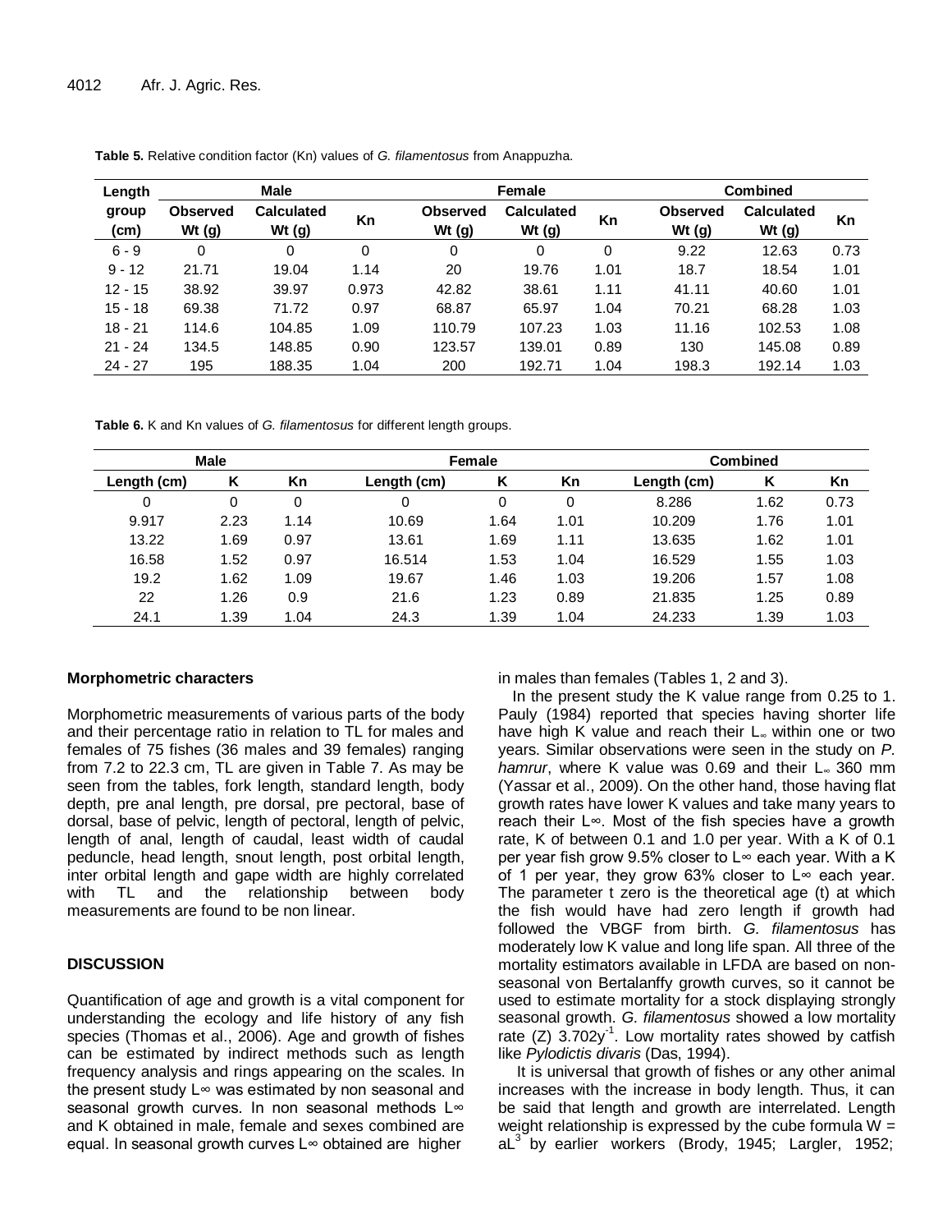**Table 5.** Relative condition factor (Kn) values of *G. filamentosus* from Anappuzha.

| Length group (cm) | Male | | | Female | | | Combined | | |
|---|---|---|---|---|---|---|---|---|---|
| | Observed Wt (g) | Calculated Wt (g) | Kn | Observed Wt (g) | Calculated Wt (g) | Kn | Observed Wt (g) | Calculated Wt (g) | Kn |
| 6 - 9 | 0 | 0 | 0 | 0 | 0 | 0 | 9.22 | 12.63 | 0.73 |
| 9 - 12 | 21.71 | 19.04 | 1.14 | 20 | 19.76 | 1.01 | 18.7 | 18.54 | 1.01 |
| 12 - 15 | 38.92 | 39.97 | 0.973 | 42.82 | 38.61 | 1.11 | 41.11 | 40.60 | 1.01 |
| 15 - 18 | 69.38 | 71.72 | 0.97 | 68.87 | 65.97 | 1.04 | 70.21 | 68.28 | 1.03 |
| 18 - 21 | 114.6 | 104.85 | 1.09 | 110.79 | 107.23 | 1.03 | 11.16 | 102.53 | 1.08 |
| 21 - 24 | 134.5 | 148.85 | 0.90 | 123.57 | 139.01 | 0.89 | 130 | 145.08 | 0.89 |
| 24 - 27 | 195 | 188.35 | 1.04 | 200 | 192.71 | 1.04 | 198.3 | 192.14 | 1.03 |

**Table 6.** K and Kn values of *G. filamentosus* for different length groups.

| Male | | | Female | | | Combined | | |
|---|---|---|---|---|---|---|---|---|
| Length (cm) | K | Kn | Length (cm) | K | Kn | Length (cm) | K | Kn |
| 0 | 0 | 0 | 0 | 0 | 0 | 8.286 | 1.62 | 0.73 |
| 9.917 | 2.23 | 1.14 | 10.69 | 1.64 | 1.01 | 10.209 | 1.76 | 1.01 |
| 13.22 | 1.69 | 0.97 | 13.61 | 1.69 | 1.11 | 13.635 | 1.62 | 1.01 |
| 16.58 | 1.52 | 0.97 | 16.514 | 1.53 | 1.04 | 16.529 | 1.55 | 1.03 |
| 19.2 | 1.62 | 1.09 | 19.67 | 1.46 | 1.03 | 19.206 | 1.57 | 1.08 |
| 22 | 1.26 | 0.9 | 21.6 | 1.23 | 0.89 | 21.835 | 1.25 | 0.89 |
| 24.1 | 1.39 | 1.04 | 24.3 | 1.39 | 1.04 | 24.233 | 1.39 | 1.03 |

### Morphometric characters

Morphometric measurements of various parts of the body and their percentage ratio in relation to TL for males and females of 75 fishes (36 males and 39 females) ranging from 7.2 to 22.3 cm, TL are given in Table 7. As may be seen from the tables, fork length, standard length, body depth, pre anal length, pre dorsal, pre pectoral, base of dorsal, base of pelvic, length of pectoral, length of pelvic, length of anal, length of caudal, least width of caudal peduncle, head length, snout length, post orbital length, inter orbital length and gape width are highly correlated with TL and the relationship between body measurements are found to be non linear.

## DISCUSSION

Quantification of age and growth is a vital component for understanding the ecology and life history of any fish species (Thomas et al., 2006). Age and growth of fishes can be estimated by indirect methods such as length frequency analysis and rings appearing on the scales. In the present study $L_\infty$ was estimated by non seasonal and seasonal growth curves. In non seasonal methods $L_\infty$ and K obtained in male, female and sexes combined are equal. In seasonal growth curves $L_\infty$ obtained are higher in males than females (Tables 1, 2 and 3).

In the present study the K value range from 0.25 to 1. Pauly (1984) reported that species having shorter life have high K value and reach their $L_\infty$ within one or two years. Similar observations were seen in the study on *P. hamrur*, where K value was 0.69 and their $L_\infty$ 360 mm (Yassar et al., 2009). On the other hand, those having flat growth rates have lower K values and take many years to reach their $L_\infty$. Most of the fish species have a growth rate, K of between 0.1 and 1.0 per year. With a K of 0.1 per year fish grow 9.5% closer to $L_\infty$ each year. With a K of 1 per year, they grow 63% closer to $L_\infty$ each year. The parameter t zero is the theoretical age (t) at which the fish would have had zero length if growth had followed the VBGF from birth. *G. filamentosus* has moderately low K value and long life span. All three of the mortality estimators available in LFDA are based on non-seasonal von Bertalanffy growth curves, so it cannot be used to estimate mortality for a stock displaying strongly seasonal growth. *G. filamentosus* showed a low mortality rate (Z) $3.702y^{-1}$. Low mortality rates showed by catfish like *Pylodictis divaris* (Das, 1994).

It is universal that growth of fishes or any other animal increases with the increase in body length. Thus, it can be said that length and growth are interrelated. Length weight relationship is expressed by the cube formula $W = aL^3$ by earlier workers (Brody, 1945; Largler, 1952;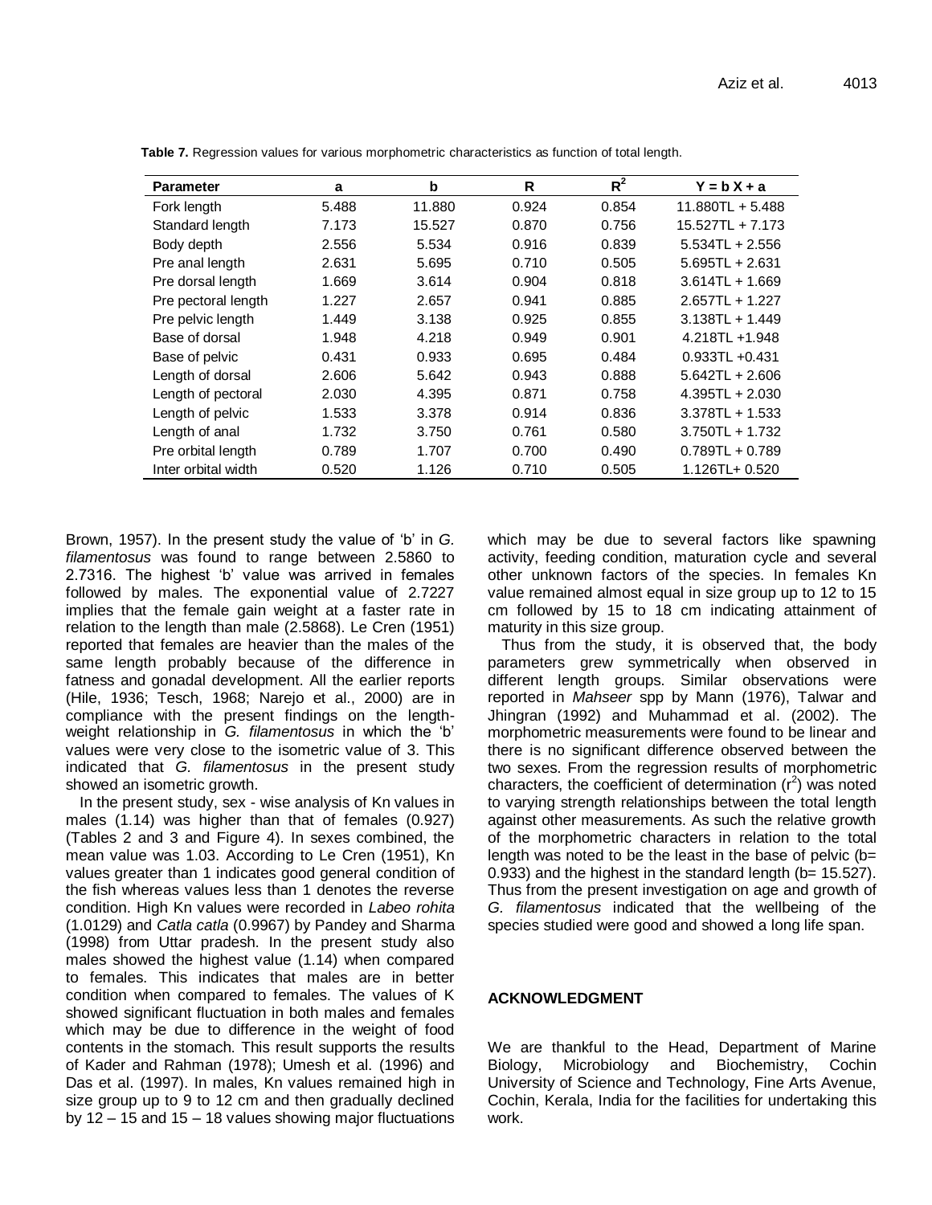**Table 7.** Regression values for various morphometric characteristics as function of total length.

| Parameter | a | b | R | $R^2$ | Y = b X + a |
|---|---|---|---|---|---|
| Fork length | 5.488 | 11.880 | 0.924 | 0.854 | 11.880TL + 5.488 |
| Standard length | 7.173 | 15.527 | 0.870 | 0.756 | 15.527TL + 7.173 |
| Body depth | 2.556 | 5.534 | 0.916 | 0.839 | 5.534TL + 2.556 |
| Pre anal length | 2.631 | 5.695 | 0.710 | 0.505 | 5.695TL + 2.631 |
| Pre dorsal length | 1.669 | 3.614 | 0.904 | 0.818 | 3.614TL + 1.669 |
| Pre pectoral length | 1.227 | 2.657 | 0.941 | 0.885 | 2.657TL + 1.227 |
| Pre pelvic length | 1.449 | 3.138 | 0.925 | 0.855 | 3.138TL + 1.449 |
| Base of dorsal | 1.948 | 4.218 | 0.949 | 0.901 | 4.218TL +1.948 |
| Base of pelvic | 0.431 | 0.933 | 0.695 | 0.484 | 0.933TL +0.431 |
| Length of dorsal | 2.606 | 5.642 | 0.943 | 0.888 | 5.642TL + 2.606 |
| Length of pectoral | 2.030 | 4.395 | 0.871 | 0.758 | 4.395TL + 2.030 |
| Length of pelvic | 1.533 | 3.378 | 0.914 | 0.836 | 3.378TL + 1.533 |
| Length of anal | 1.732 | 3.750 | 0.761 | 0.580 | 3.750TL + 1.732 |
| Pre orbital length | 0.789 | 1.707 | 0.700 | 0.490 | 0.789TL + 0.789 |
| Inter orbital width | 0.520 | 1.126 | 0.710 | 0.505 | 1.126TL+ 0.520 |

Brown, 1957). In the present study the value of 'b' in *G. filamentosus* was found to range between 2.5860 to 2.7316. The highest 'b' value was arrived in females followed by males. The exponential value of 2.7227 implies that the female gain weight at a faster rate in relation to the length than male (2.5868). Le Cren (1951) reported that females are heavier than the males of the same length probably because of the difference in fatness and gonadal development. All the earlier reports (Hile, 1936; Tesch, 1968; Narejo et al., 2000) are in compliance with the present findings on the length-weight relationship in *G. filamentosus* in which the 'b' values were very close to the isometric value of 3. This indicated that *G. filamentosus* in the present study showed an isometric growth.

In the present study, sex - wise analysis of Kn values in males (1.14) was higher than that of females (0.927) (Tables 2 and 3 and Figure 4). In sexes combined, the mean value was 1.03. According to Le Cren (1951), Kn values greater than 1 indicates good general condition of the fish whereas values less than 1 denotes the reverse condition. High Kn values were recorded in *Labeo rohita* (1.0129) and *Catla catla* (0.9967) by Pandey and Sharma (1998) from Uttar pradesh. In the present study also males showed the highest value (1.14) when compared to females. This indicates that males are in better condition when compared to females. The values of K showed significant fluctuation in both males and females which may be due to difference in the weight of food contents in the stomach. This result supports the results of Kader and Rahman (1978); Umesh et al. (1996) and Das et al. (1997). In males, Kn values remained high in size group up to 9 to 12 cm and then gradually declined by 12 – 15 and 15 – 18 values showing major fluctuations which may be due to several factors like spawning activity, feeding condition, maturation cycle and several other unknown factors of the species. In females Kn value remained almost equal in size group up to 12 to 15 cm followed by 15 to 18 cm indicating attainment of maturity in this size group.

Thus from the study, it is observed that, the body parameters grew symmetrically when observed in different length groups. Similar observations were reported in *Mahseer* spp by Mann (1976), Talwar and Jhingran (1992) and Muhammad et al. (2002). The morphometric measurements were found to be linear and there is no significant difference observed between the two sexes. From the regression results of morphometric characters, the coefficient of determination ($r^2$) was noted to varying strength relationships between the total length against other measurements. As such the relative growth of the morphometric characters in relation to the total length was noted to be the least in the base of pelvic (b= 0.933) and the highest in the standard length (b= 15.527). Thus from the present investigation on age and growth of *G. filamentosus* indicated that the wellbeing of the species studied were good and showed a long life span.

## ACKNOWLEDGMENT

We are thankful to the Head, Department of Marine Biology, Microbiology and Biochemistry, Cochin University of Science and Technology, Fine Arts Avenue, Cochin, Kerala, India for the facilities for undertaking this work.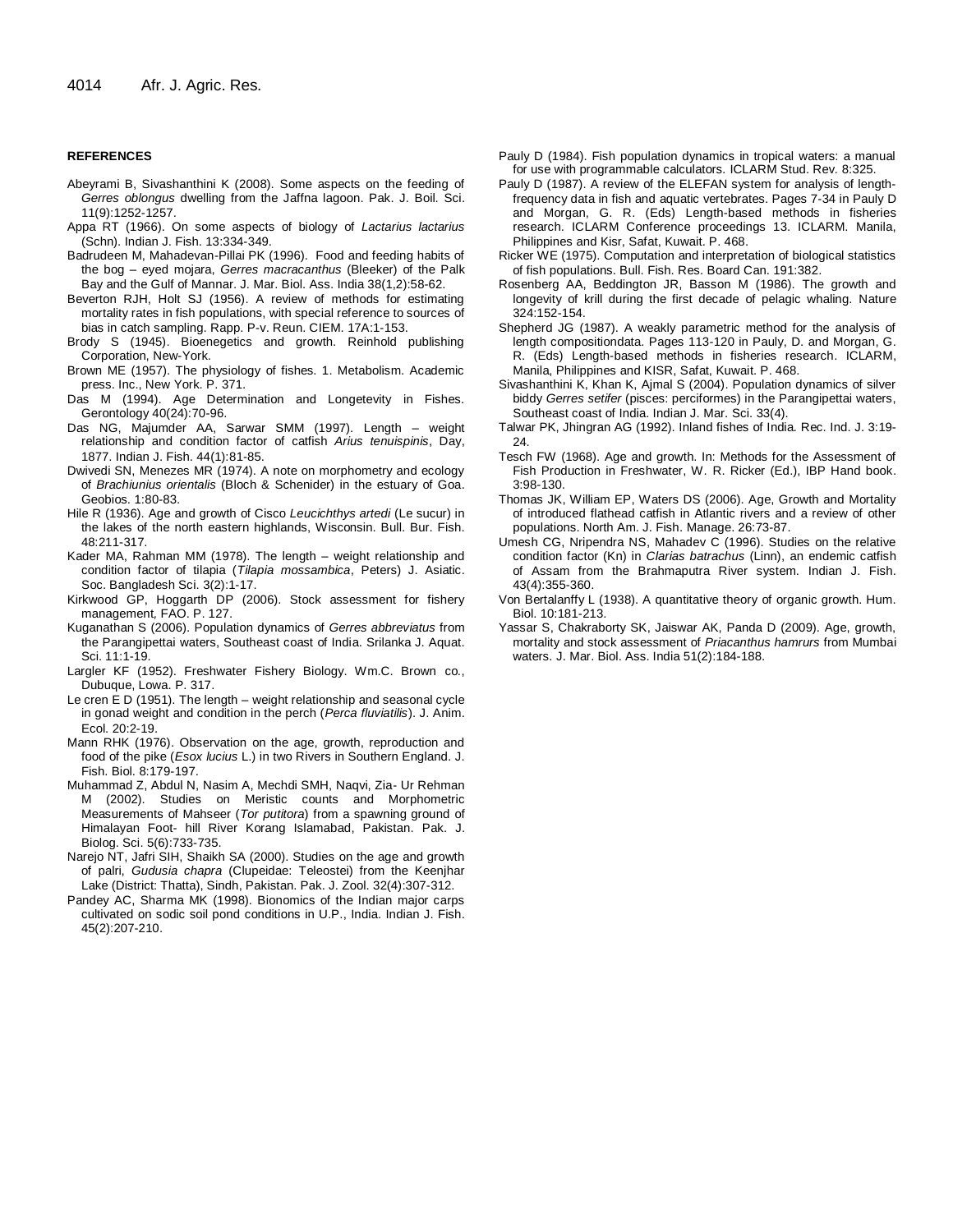## REFERENCES

Abeyrami B, Sivashanthini K (2008). Some aspects on the feeding of *Gerres oblongus* dwelling from the Jaffna lagoon. Pak. J. Boil. Sci. 11(9):1252-1257.

Appa RT (1966). On some aspects of biology of *Lactarius lactarius* (Schn). Indian J. Fish. 13:334-349.

Badrudeen M, Mahadevan-Pillai PK (1996). Food and feeding habits of the bog – eyed mojara, *Gerres macracanthus* (Bleeker) of the Palk Bay and the Gulf of Mannar. J. Mar. Biol. Ass. India 38(1,2):58-62.

Beverton RJH, Holt SJ (1956). A review of methods for estimating mortality rates in fish populations, with special reference to sources of bias in catch sampling. Rapp. P-v. Reun. CIEM. 17A:1-153.

Brody S (1945). Bioenegetics and growth. Reinhold publishing Corporation, New-York.

Brown ME (1957). The physiology of fishes. 1. Metabolism. Academic press. Inc., New York. P. 371.

Das M (1994). Age Determination and Longetevity in Fishes. Gerontology 40(24):70-96.

Das NG, Majumder AA, Sarwar SMM (1997). Length – weight relationship and condition factor of catfish *Arius tenuispinis*, Day, 1877. Indian J. Fish. 44(1):81-85.

Dwivedi SN, Menezes MR (1974). A note on morphometry and ecology of *Brachiunius orientalis* (Bloch & Schenider) in the estuary of Goa. Geobios. 1:80-83.

Hile R (1936). Age and growth of Cisco *Leucichthys artedi* (Le sucur) in the lakes of the north eastern highlands, Wisconsin. Bull. Bur. Fish. 48:211-317.

Kader MA, Rahman MM (1978). The length – weight relationship and condition factor of tilapia (*Tilapia mossambica*, Peters) J. Asiatic. Soc. Bangladesh Sci. 3(2):1-17.

Kirkwood GP, Hoggarth DP (2006). Stock assessment for fishery management, FAO. P. 127.

Kuganathan S (2006). Population dynamics of *Gerres abbreviatus* from the Parangipettai waters, Southeast coast of India. Srilanka J. Aquat. Sci. 11:1-19.

Largler KF (1952). Freshwater Fishery Biology. Wm.C. Brown co., Dubuque, Lowa. P. 317.

Le cren E D (1951). The length – weight relationship and seasonal cycle in gonad weight and condition in the perch (*Perca fluviatilis*). J. Anim. Ecol. 20:2-19.

Mann RHK (1976). Observation on the age, growth, reproduction and food of the pike (*Esox lucius* L.) in two Rivers in Southern England. J. Fish. Biol. 8:179-197.

Muhammad Z, Abdul N, Nasim A, Mechdi SMH, Naqvi, Zia- Ur Rehman M (2002). Studies on Meristic counts and Morphometric Measurements of Mahseer (*Tor putitora*) from a spawning ground of Himalayan Foot- hill River Korang Islamabad, Pakistan. Pak. J. Biolog. Sci. 5(6):733-735.

Narejo NT, Jafri SIH, Shaikh SA (2000). Studies on the age and growth of palri, *Gudusia chapra* (Clupeidae: Teleostei) from the Keenjhar Lake (District: Thatta), Sindh, Pakistan. Pak. J. Zool. 32(4):307-312.

Pandey AC, Sharma MK (1998). Bionomics of the Indian major carps cultivated on sodic soil pond conditions in U.P., India. Indian J. Fish. 45(2):207-210.

Pauly D (1984). Fish population dynamics in tropical waters: a manual for use with programmable calculators. ICLARM Stud. Rev. 8:325.

Pauly D (1987). A review of the ELEFAN system for analysis of length-frequency data in fish and aquatic vertebrates. Pages 7-34 in Pauly D and Morgan, G. R. (Eds) Length-based methods in fisheries research. ICLARM Conference proceedings 13. ICLARM. Manila, Philippines and Kisr, Safat, Kuwait. P. 468.

Ricker WE (1975). Computation and interpretation of biological statistics of fish populations. Bull. Fish. Res. Board Can. 191:382.

Rosenberg AA, Beddington JR, Basson M (1986). The growth and longevity of krill during the first decade of pelagic whaling. Nature 324:152-154.

Shepherd JG (1987). A weakly parametric method for the analysis of length compositiondata. Pages 113-120 in Pauly, D. and Morgan, G. R. (Eds) Length-based methods in fisheries research. ICLARM, Manila, Philippines and KISR, Safat, Kuwait. P. 468.

Sivashanthini K, Khan K, Ajmal S (2004). Population dynamics of silver biddy *Gerres setifer* (pisces: perciformes) in the Parangipettai waters, Southeast coast of India. Indian J. Mar. Sci. 33(4).

Talwar PK, Jhingran AG (1992). Inland fishes of India. Rec. Ind. J. 3:19-24.

Tesch FW (1968). Age and growth. In: Methods for the Assessment of Fish Production in Freshwater, W. R. Ricker (Ed.), IBP Hand book. 3:98-130.

Thomas JK, William EP, Waters DS (2006). Age, Growth and Mortality of introduced flathead catfish in Atlantic rivers and a review of other populations. North Am. J. Fish. Manage. 26:73-87.

Umesh CG, Nripendra NS, Mahadev C (1996). Studies on the relative condition factor (Kn) in *Clarias batrachus* (Linn), an endemic catfish of Assam from the Brahmaputra River system. Indian J. Fish. 43(4):355-360.

Von Bertalanffy L (1938). A quantitative theory of organic growth. Hum. Biol. 10:181-213.

Yassar S, Chakraborty SK, Jaiswar AK, Panda D (2009). Age, growth, mortality and stock assessment of *Priacanthus hamrurs* from Mumbai waters. J. Mar. Biol. Ass. India 51(2):184-188.